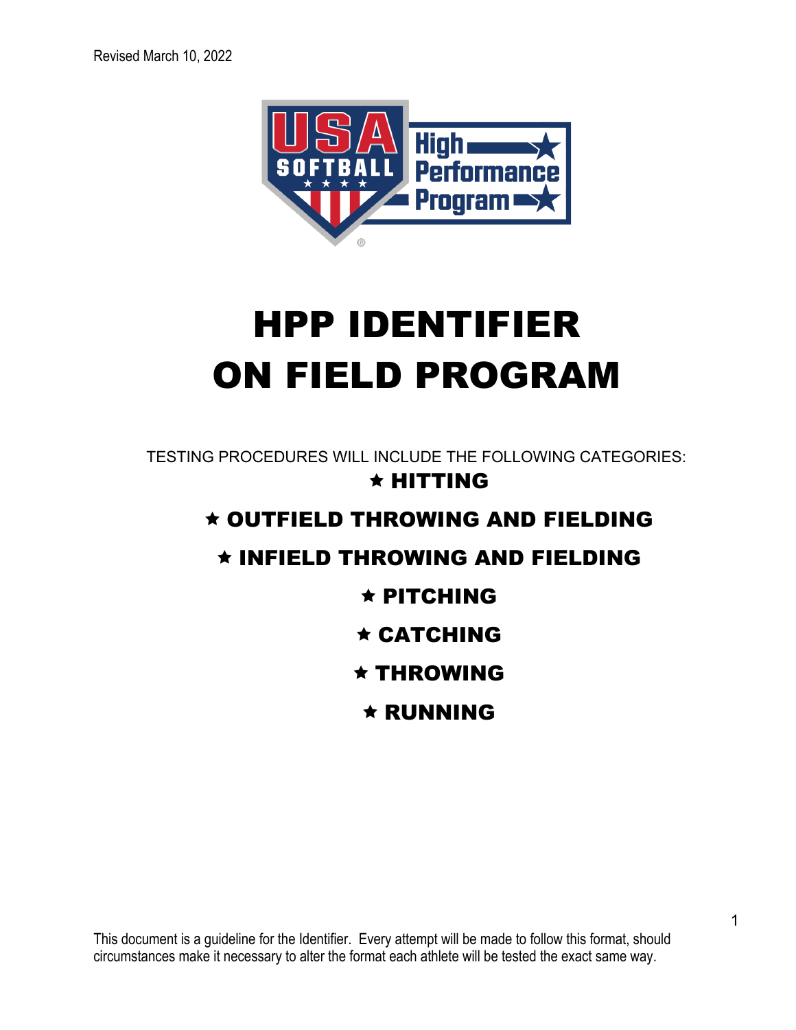Revised March 10, 2022

# HPP IDENTIFIER ON FIELD PROGRAM

TESTING PROCEDURES WILL INCLUDE THE FOLLOWING CATEGORIES:

- ★ **HITTING**
- ★ **OUTFIELD THROWING AND FIELDING**
- ★ **INFIELD THROWING AND FIELDING**
- ★ **PITCHING**
- ★ **CATCHING**
- ★ **THROWING**
- ★ **RUNNING**

This document is a guideline for the Identifier. Every attempt will be made to follow this format, should circumstances make it necessary to alter the format each athlete will be tested the exact same way.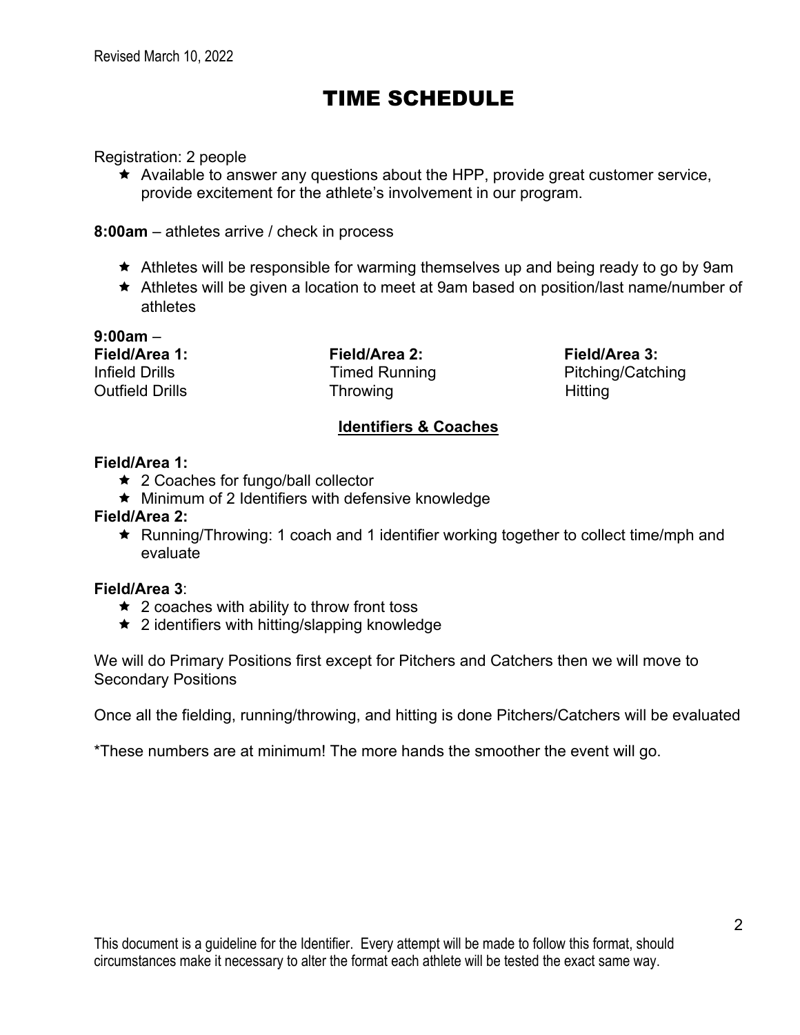Revised March 10, 2022

# TIME SCHEDULE

Registration: 2 people

- ★ Available to answer any questions about the HPP, provide great customer service, provide excitement for the athlete's involvement in our program.

**8:00am** – athletes arrive / check in process

- ★ Athletes will be responsible for warming themselves up and being ready to go by 9am
- ★ Athletes will be given a location to meet at 9am based on position/last name/number of athletes

**9:00am** –

| **Field/Area 1:** | **Field/Area 2:** | **Field/Area 3:** |
|---|---|---|
| Infield Drills | Timed Running | Pitching/Catching |
| Outfield Drills | Throwing | Hitting |

## Identifiers & Coaches

**Field/Area 1:**

- ★ 2 Coaches for fungo/ball collector
- ★ Minimum of 2 Identifiers with defensive knowledge

**Field/Area 2:**

- ★ Running/Throwing: 1 coach and 1 identifier working together to collect time/mph and evaluate

**Field/Area 3**:

- ★ 2 coaches with ability to throw front toss
- ★ 2 identifiers with hitting/slapping knowledge

We will do Primary Positions first except for Pitchers and Catchers then we will move to Secondary Positions

Once all the fielding, running/throwing, and hitting is done Pitchers/Catchers will be evaluated

*These numbers are at minimum! The more hands the smoother the event will go.

This document is a guideline for the Identifier. Every attempt will be made to follow this format, should circumstances make it necessary to alter the format each athlete will be tested the exact same way.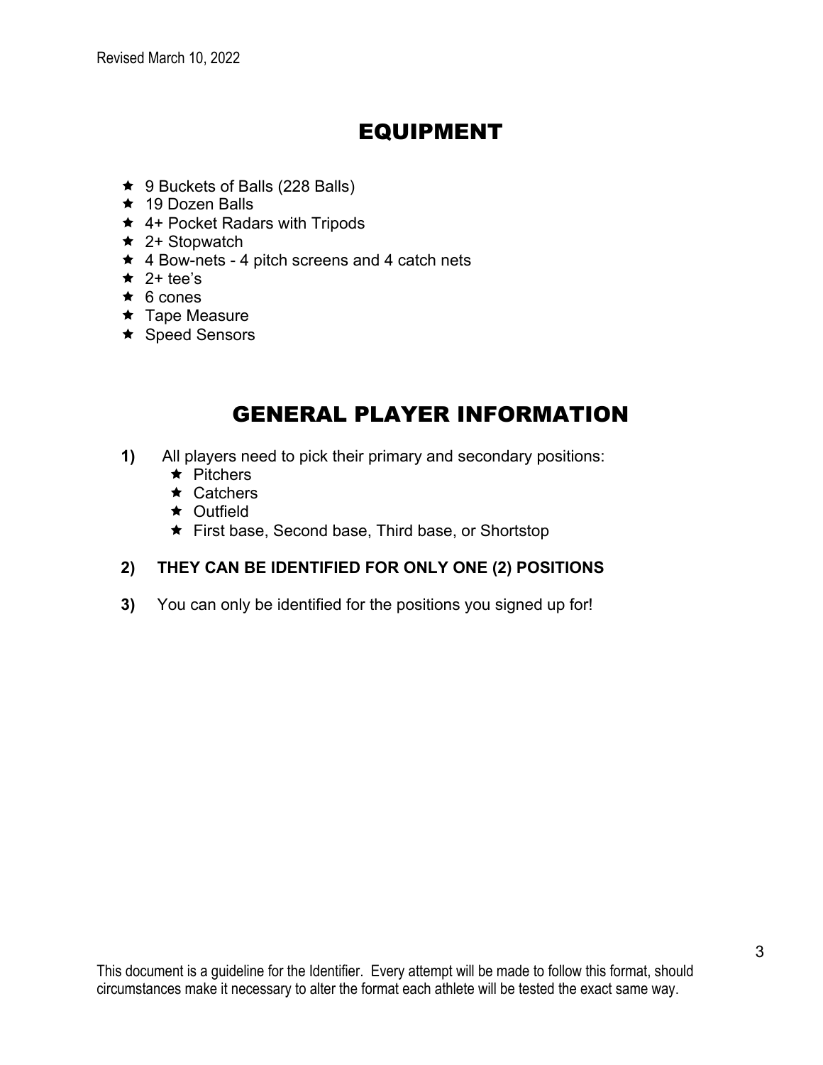# EQUIPMENT

- 9 Buckets of Balls (228 Balls)
- 19 Dozen Balls
- 4+ Pocket Radars with Tripods
- 2+ Stopwatch
- 4 Bow-nets - 4 pitch screens and 4 catch nets
- 2+ tee's
- 6 cones
- Tape Measure
- Speed Sensors

# GENERAL PLAYER INFORMATION

**1)** All players need to pick their primary and secondary positions:

- Pitchers
- Catchers
- Outfield
- First base, Second base, Third base, or Shortstop

**2) THEY CAN BE IDENTIFIED FOR ONLY ONE (2) POSITIONS**

**3)** You can only be identified for the positions you signed up for!

This document is a guideline for the Identifier. Every attempt will be made to follow this format, should circumstances make it necessary to alter the format each athlete will be tested the exact same way.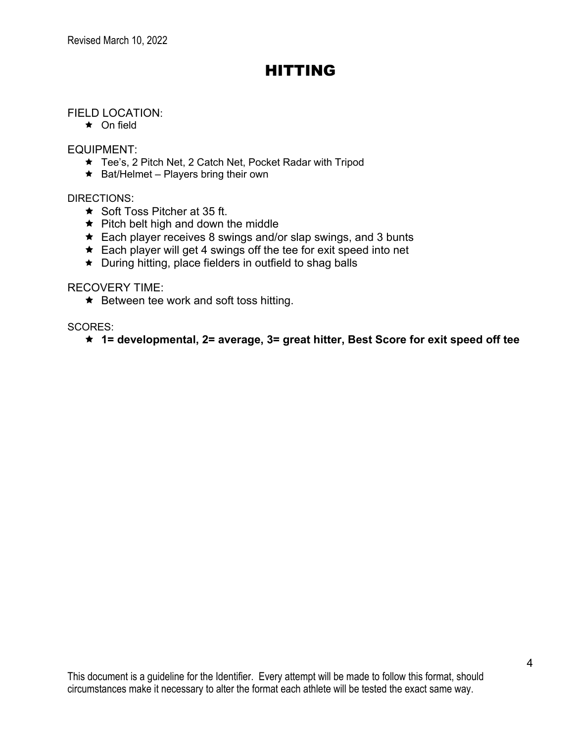# HITTING

FIELD LOCATION:

- On field

EQUIPMENT:

- Tee's, 2 Pitch Net, 2 Catch Net, Pocket Radar with Tripod
- Bat/Helmet – Players bring their own

DIRECTIONS:

- Soft Toss Pitcher at 35 ft.
- Pitch belt high and down the middle
- Each player receives 8 swings and/or slap swings, and 3 bunts
- Each player will get 4 swings off the tee for exit speed into net
- During hitting, place fielders in outfield to shag balls

RECOVERY TIME:

- Between tee work and soft toss hitting.

SCORES:

- **1= developmental, 2= average, 3= great hitter, Best Score for exit speed off tee**

This document is a guideline for the Identifier. Every attempt will be made to follow this format, should circumstances make it necessary to alter the format each athlete will be tested the exact same way.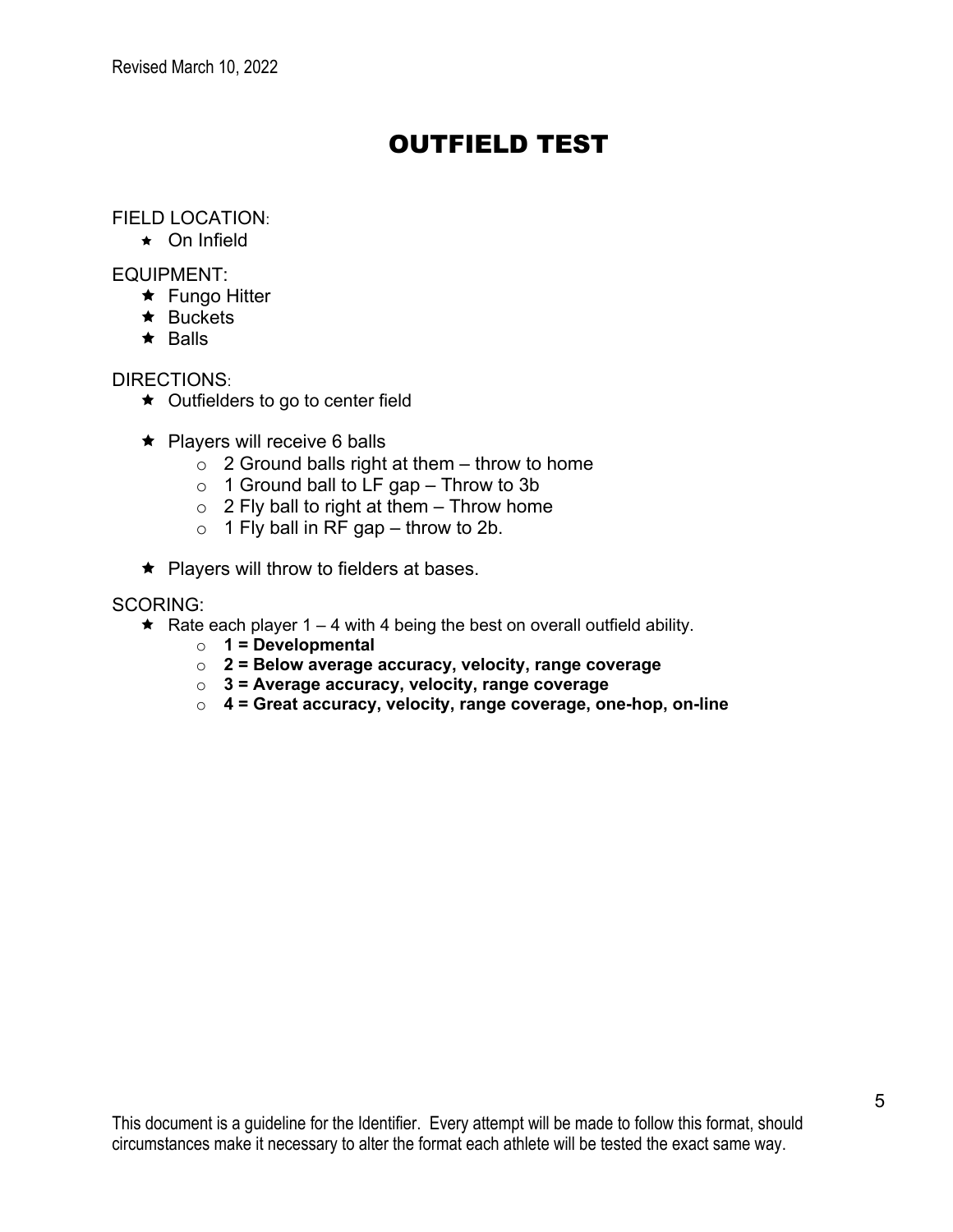# OUTFIELD TEST

FIELD LOCATION:

- On Infield

EQUIPMENT:

- Fungo Hitter
- Buckets
- Balls

DIRECTIONS:

- Outfielders to go to center field

- Players will receive 6 balls
  - 2 Ground balls right at them – throw to home
  - 1 Ground ball to LF gap – Throw to 3b
  - 2 Fly ball to right at them – Throw home
  - 1 Fly ball in RF gap – throw to 2b.

- Players will throw to fielders at bases.

SCORING:

- Rate each player 1 – 4 with 4 being the best on overall outfield ability.
  - **1 = Developmental**
  - **2 = Below average accuracy, velocity, range coverage**
  - **3 = Average accuracy, velocity, range coverage**
  - **4 = Great accuracy, velocity, range coverage, one-hop, on-line**

This document is a guideline for the Identifier. Every attempt will be made to follow this format, should circumstances make it necessary to alter the format each athlete will be tested the exact same way.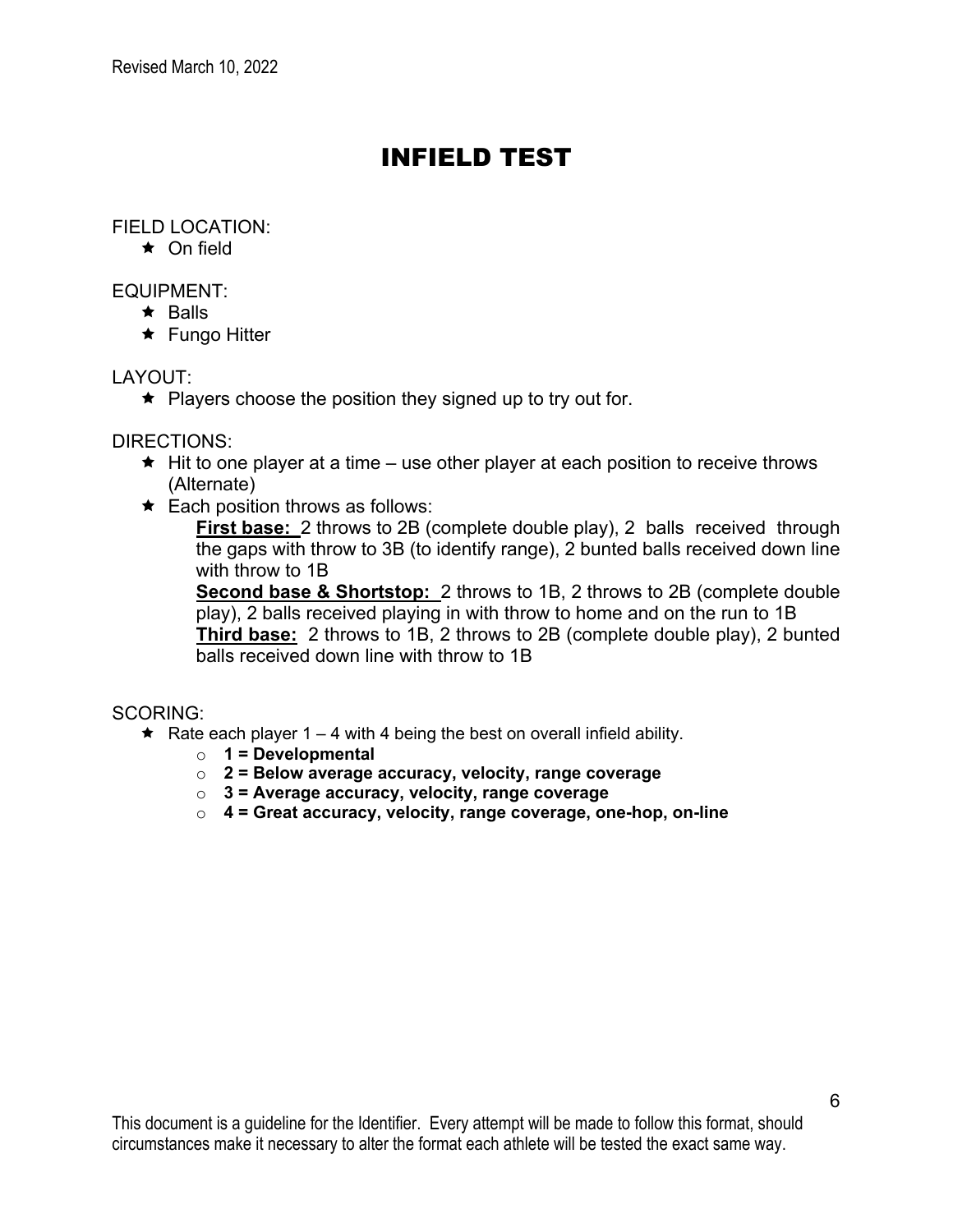# INFIELD TEST

FIELD LOCATION:

- On field

EQUIPMENT:

- Balls
- Fungo Hitter

LAYOUT:

- Players choose the position they signed up to try out for.

DIRECTIONS:

- Hit to one player at a time – use other player at each position to receive throws (Alternate)
- Each position throws as follows:

  **First base:** 2 throws to 2B (complete double play), 2 balls received through the gaps with throw to 3B (to identify range), 2 bunted balls received down line with throw to 1B

  **Second base & Shortstop:** 2 throws to 1B, 2 throws to 2B (complete double play), 2 balls received playing in with throw to home and on the run to 1B

  **Third base:** 2 throws to 1B, 2 throws to 2B (complete double play), 2 bunted balls received down line with throw to 1B

SCORING:

- Rate each player 1 – 4 with 4 being the best on overall infield ability.
  - **1 = Developmental**
  - **2 = Below average accuracy, velocity, range coverage**
  - **3 = Average accuracy, velocity, range coverage**
  - **4 = Great accuracy, velocity, range coverage, one-hop, on-line**

This document is a guideline for the Identifier. Every attempt will be made to follow this format, should circumstances make it necessary to alter the format each athlete will be tested the exact same way.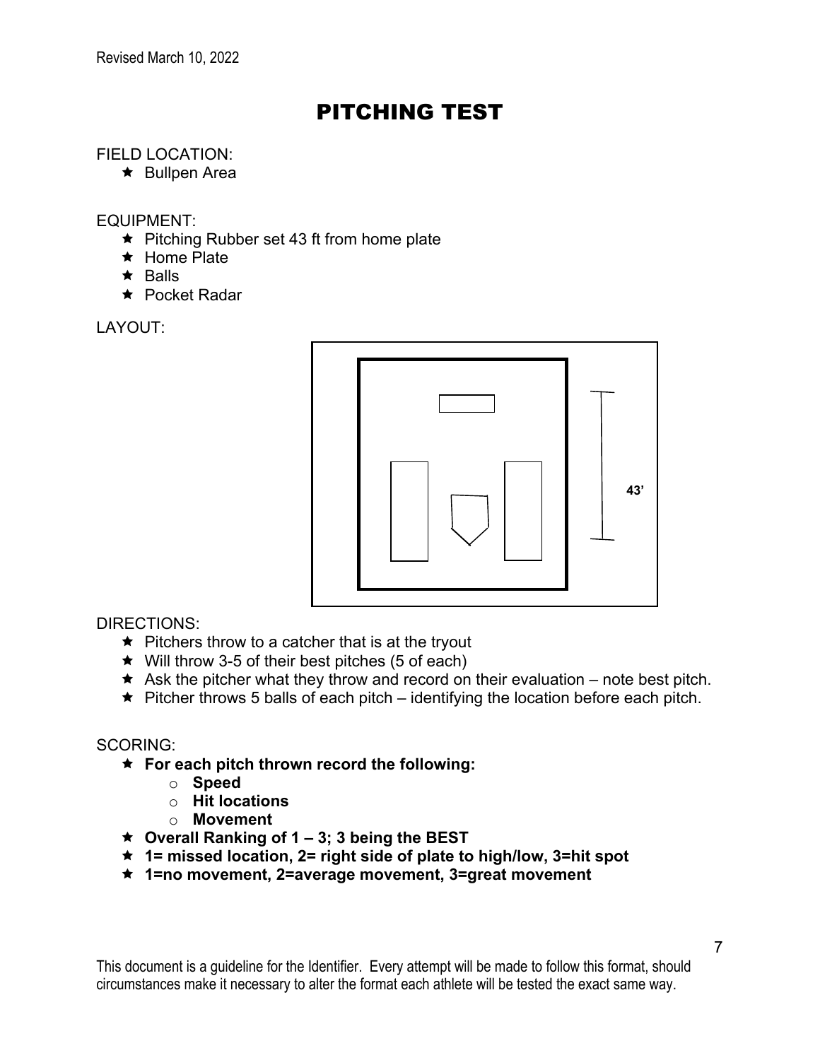Revised March 10, 2022

# PITCHING TEST

FIELD LOCATION:

- Bullpen Area

EQUIPMENT:

- Pitching Rubber set 43 ft from home plate
- Home Plate
- Balls
- Pocket Radar

LAYOUT:

43'

DIRECTIONS:

- Pitchers throw to a catcher that is at the tryout
- Will throw 3-5 of their best pitches (5 of each)
- Ask the pitcher what they throw and record on their evaluation – note best pitch.
- Pitcher throws 5 balls of each pitch – identifying the location before each pitch.

SCORING:

- **For each pitch thrown record the following:**
  - **Speed**
  - **Hit locations**
  - **Movement**
- **Overall Ranking of 1 – 3; 3 being the BEST**
- **1= missed location, 2= right side of plate to high/low, 3=hit spot**
- **1=no movement, 2=average movement, 3=great movement**

This document is a guideline for the Identifier. Every attempt will be made to follow this format, should circumstances make it necessary to alter the format each athlete will be tested the exact same way.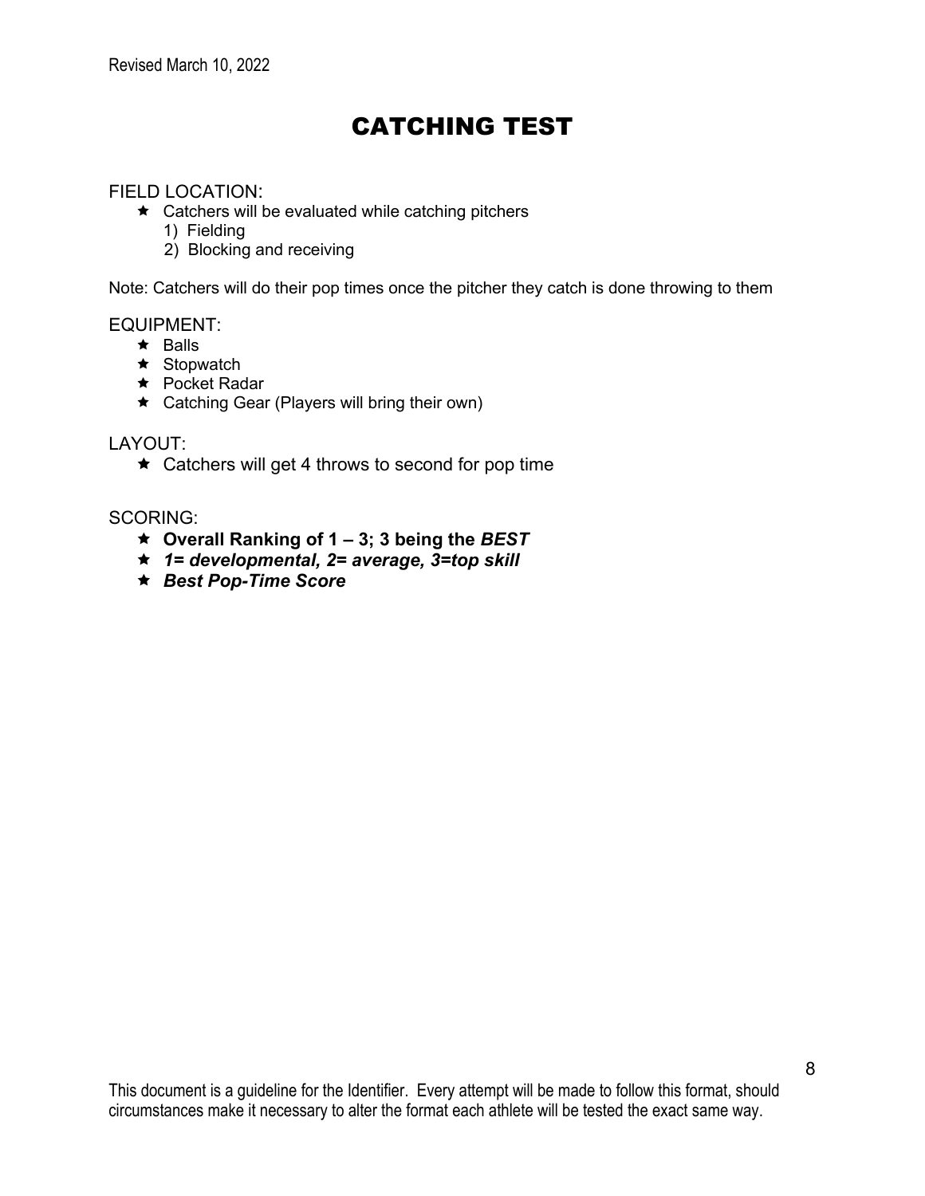# CATCHING TEST

FIELD LOCATION:

- Catchers will be evaluated while catching pitchers
  1) Fielding
  2) Blocking and receiving

Note: Catchers will do their pop times once the pitcher they catch is done throwing to them

EQUIPMENT:

- Balls
- Stopwatch
- Pocket Radar
- Catching Gear (Players will bring their own)

LAYOUT:

- Catchers will get 4 throws to second for pop time

SCORING:

- **Overall Ranking of 1 – 3; 3 being the *BEST***
- ***1= developmental, 2= average, 3=top skill***
- ***Best Pop-Time Score***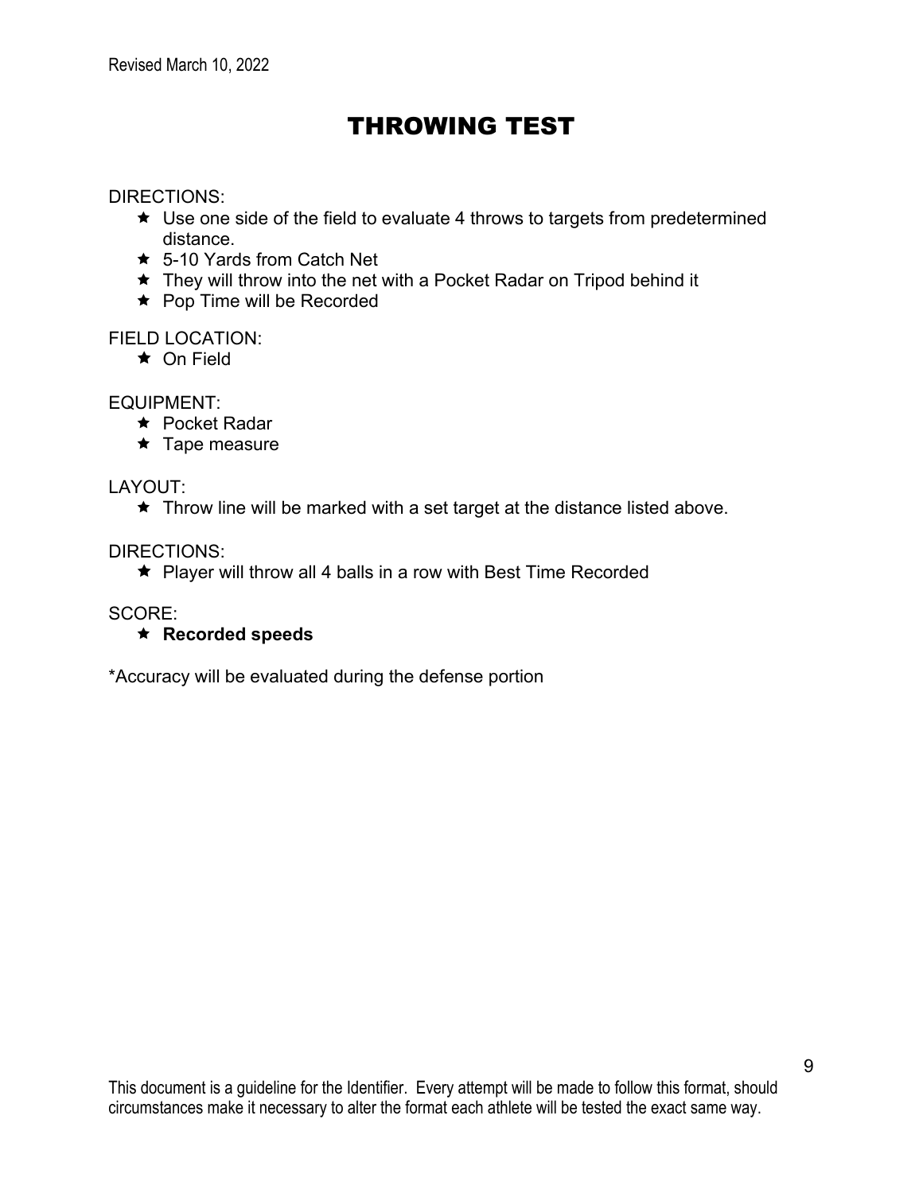# THROWING TEST

DIRECTIONS:

- Use one side of the field to evaluate 4 throws to targets from predetermined distance.
- 5-10 Yards from Catch Net
- They will throw into the net with a Pocket Radar on Tripod behind it
- Pop Time will be Recorded

FIELD LOCATION:

- On Field

EQUIPMENT:

- Pocket Radar
- Tape measure

LAYOUT:

- Throw line will be marked with a set target at the distance listed above.

DIRECTIONS:

- Player will throw all 4 balls in a row with Best Time Recorded

SCORE:

- **Recorded speeds**

*Accuracy will be evaluated during the defense portion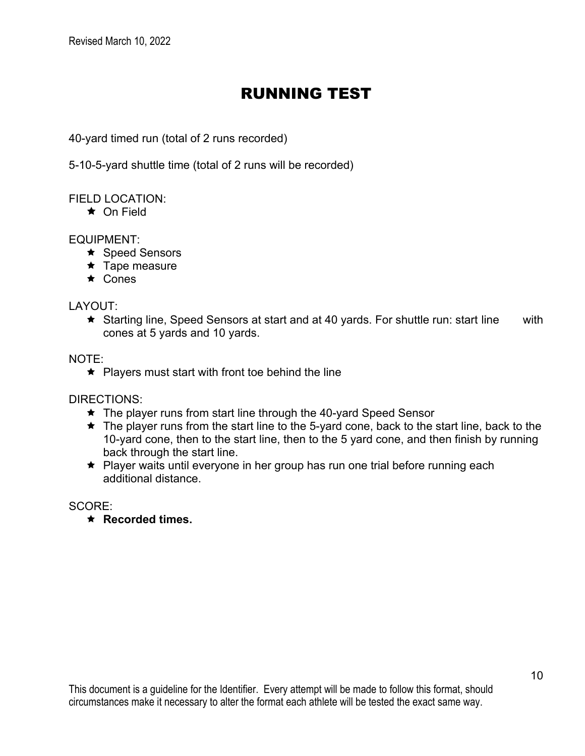# RUNNING TEST

40-yard timed run (total of 2 runs recorded)

5-10-5-yard shuttle time (total of 2 runs will be recorded)

FIELD LOCATION:

- On Field

EQUIPMENT:

- Speed Sensors
- Tape measure
- Cones

LAYOUT:

- Starting line, Speed Sensors at start and at 40 yards. For shuttle run: start line with cones at 5 yards and 10 yards.

NOTE:

- Players must start with front toe behind the line

DIRECTIONS:

- The player runs from start line through the 40-yard Speed Sensor
- The player runs from the start line to the 5-yard cone, back to the start line, back to the 10-yard cone, then to the start line, then to the 5 yard cone, and then finish by running back through the start line.
- Player waits until everyone in her group has run one trial before running each additional distance.

SCORE:

- **Recorded times.**